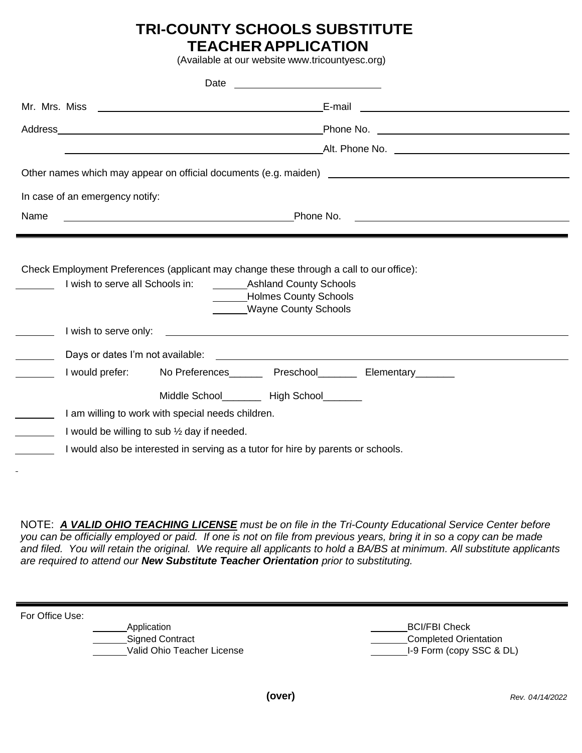# TRI-COUNTY SCHOOLS SUBSTITUTE TEACHER APPLICATION

(Available at our website www.tricountyesc.org)

Date ______________________

Mr. Mrs. Miss ______________________ E-mail ______________________

Address ______________________ Phone No. ______________________

______________________ Alt. Phone No. ______________________

Other names which may appear on official documents (e.g. maiden) ______________________

In case of an emergency notify:

Name ______________________ Phone No. ______________________

---

Check Employment Preferences (applicant may change these through a call to our office):

_______ I wish to serve all Schools in: ______Ashland County Schools
______Holmes County Schools
______Wayne County Schools

_______ I wish to serve only: ______________________

_______ Days or dates I'm not available: ______________________

_______ I would prefer: No Preferences______ Preschool_______ Elementary_______
Middle School_______ High School_______

_______ I am willing to work with special needs children.

_______ I would be willing to sub ½ day if needed.

_______ I would also be interested in serving as a tutor for hire by parents or schools.

NOTE: ***A VALID OHIO TEACHING LICENSE*** *must be on file in the Tri-County Educational Service Center before you can be officially employed or paid. If one is not on file from previous years, bring it in so a copy can be made and filed. You will retain the original. We require all applicants to hold a BA/BS at minimum. All substitute applicants are required to attend our* ***New Substitute Teacher Orientation*** *prior to substituting.*

---

For Office Use:

______Application
______Signed Contract
______Valid Ohio Teacher License
______BCI/FBI Check
______Completed Orientation
______I-9 Form (copy SSC & DL)

**(over)**

*Rev. 04/14/2022*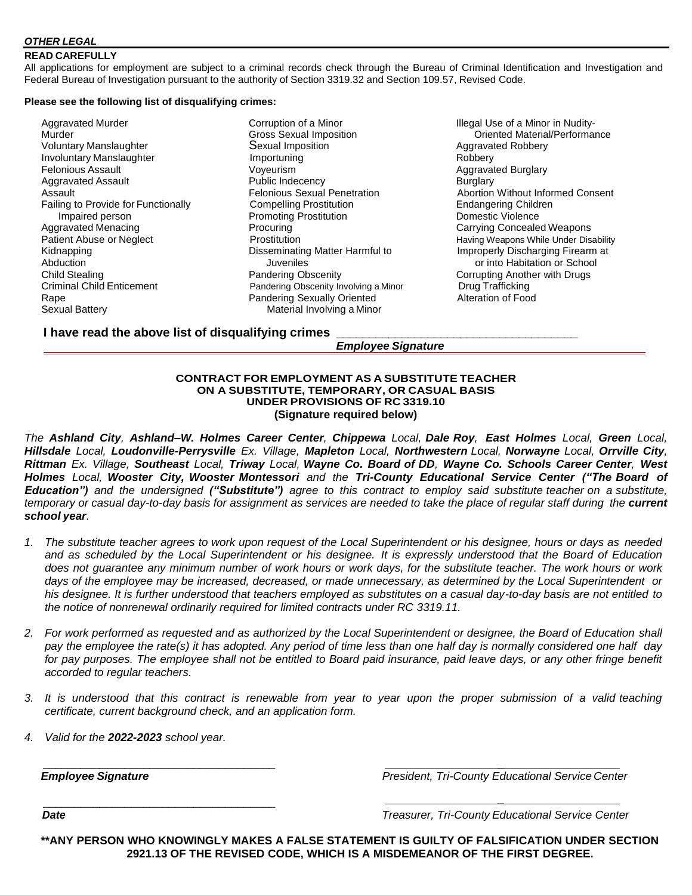***OTHER LEGAL***

**READ CAREFULLY**

All applications for employment are subject to a criminal records check through the Bureau of Criminal Identification and Investigation and Federal Bureau of Investigation pursuant to the authority of Section 3319.32 and Section 109.57, Revised Code.

**Please see the following list of disqualifying crimes:**

- Aggravated Murder
- Murder
- Voluntary Manslaughter
- Involuntary Manslaughter
- Felonious Assault
- Aggravated Assault
- Assault
- Failing to Provide for Functionally Impaired person
- Aggravated Menacing
- Patient Abuse or Neglect
- Kidnapping
- Abduction
- Child Stealing
- Criminal Child Enticement
- Rape
- Sexual Battery
- Corruption of a Minor
- Gross Sexual Imposition
- Sexual Imposition
- Importuning
- Voyeurism
- Public Indecency
- Felonious Sexual Penetration
- Compelling Prostitution
- Promoting Prostitution
- Procuring
- Prostitution
- Disseminating Matter Harmful to Juveniles
- Pandering Obscenity
- Pandering Obscenity Involving a Minor
- Pandering Sexually Oriented Material Involving a Minor
- Illegal Use of a Minor in Nudity-Oriented Material/Performance
- Aggravated Robbery
- Robbery
- Aggravated Burglary
- Burglary
- Abortion Without Informed Consent
- Endangering Children
- Domestic Violence
- Carrying Concealed Weapons
- Having Weapons While Under Disability
- Improperly Discharging Firearm at or into Habitation or School
- Corrupting Another with Drugs
- Drug Trafficking
- Alteration of Food

**I have read the above list of disqualifying crimes** ___________________________________

***Employee Signature***

**CONTRACT FOR EMPLOYMENT AS A SUBSTITUTE TEACHER ON A SUBSTITUTE, TEMPORARY, OR CASUAL BASIS UNDER PROVISIONS OF RC 3319.10**

**(Signature required below)**

*The **Ashland City**, **Ashland–W. Holmes Career Center**, **Chippewa** Local, **Dale Roy**, **East Holmes** Local, **Green** Local, **Hillsdale** Local, **Loudonville-Perrysville** Ex. Village, **Mapleton** Local, **Northwestern** Local, **Norwayne** Local, **Orrville City**, **Rittman** Ex. Village, **Southeast** Local, **Triway** Local, **Wayne Co. Board of DD**, **Wayne Co. Schools Career Center**, **West Holmes** Local, **Wooster City, Wooster Montessori** and the **Tri-County Educational Service Center ("The Board of Education")** and the undersigned **("Substitute")** agree to this contract to employ said substitute teacher on a substitute, temporary or casual day-to-day basis for assignment as services are needed to take the place of regular staff during the **current school year**.*

1. *The substitute teacher agrees to work upon request of the Local Superintendent or his designee, hours or days as needed and as scheduled by the Local Superintendent or his designee. It is expressly understood that the Board of Education does not guarantee any minimum number of work hours or work days, for the substitute teacher. The work hours or work days of the employee may be increased, decreased, or made unnecessary, as determined by the Local Superintendent or his designee. It is further understood that teachers employed as substitutes on a casual day-to-day basis are not entitled to the notice of nonrenewal ordinarily required for limited contracts under RC 3319.11.*

2. *For work performed as requested and as authorized by the Local Superintendent or designee, the Board of Education shall pay the employee the rate(s) it has adopted. Any period of time less than one half day is normally considered one half day for pay purposes. The employee shall not be entitled to Board paid insurance, paid leave days, or any other fringe benefit accorded to regular teachers.*

3. *It is understood that this contract is renewable from year to year upon the proper submission of a valid teaching certificate, current background check, and an application form.*

4. *Valid for the **2022-2023** school year.*

___________________________________ ___________________________________

***Employee Signature*** *President, Tri-County Educational Service Center*

___________________________________ ___________________________________

***Date*** *Treasurer, Tri-County Educational Service Center*

**\*\*ANY PERSON WHO KNOWINGLY MAKES A FALSE STATEMENT IS GUILTY OF FALSIFICATION UNDER SECTION 2921.13 OF THE REVISED CODE, WHICH IS A MISDEMEANOR OF THE FIRST DEGREE.**